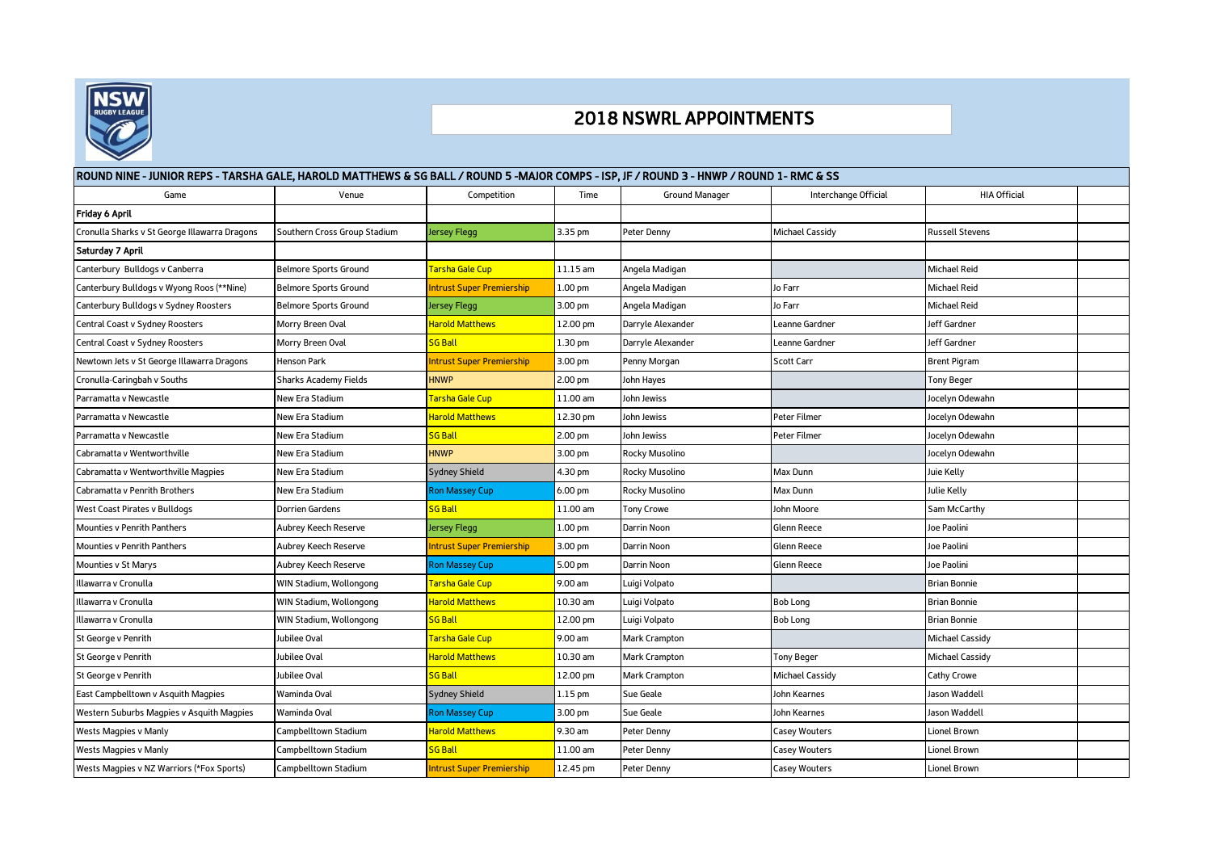# 2018 NSWRL APPOINTMENTS

## ROUND NINE - JUNIOR REPS - TARSHA GALE, HAROLD MATTHEWS & SG BALL / ROUND 5 -MAJOR COMPS - ISP, JF / ROUND 3 - HNWP / ROUND 1- RMC & SS

| Game | Venue | Competition | Time | Ground Manager | Interchange Official | HIA Official | |
|---|---|---|---|---|---|---|---|
| **Friday 6 April** | | | | | | | |
| Cronulla Sharks v St George Illawarra Dragons | Southern Cross Group Stadium | Jersey Flegg | 3.35 pm | Peter Denny | Michael Cassidy | Russell Stevens | |
| **Saturday 7 April** | | | | | | | |
| Canterbury Bulldogs v Canberra | Belmore Sports Ground | Tarsha Gale Cup | 11.15 am | Angela Madigan | | Michael Reid | |
| Canterbury Bulldogs v Wyong Roos (**Nine) | Belmore Sports Ground | Intrust Super Premiership | 1.00 pm | Angela Madigan | Jo Farr | Michael Reid | |
| Canterbury Bulldogs v Sydney Roosters | Belmore Sports Ground | Jersey Flegg | 3.00 pm | Angela Madigan | Jo Farr | Michael Reid | |
| Central Coast v Sydney Roosters | Morry Breen Oval | Harold Matthews | 12.00 pm | Darryle Alexander | Leanne Gardner | Jeff Gardner | |
| Central Coast v Sydney Roosters | Morry Breen Oval | SG Ball | 1.30 pm | Darryle Alexander | Leanne Gardner | Jeff Gardner | |
| Newtown Jets v St George Illawarra Dragons | Henson Park | Intrust Super Premiership | 3.00 pm | Penny Morgan | Scott Carr | Brent Pigram | |
| Cronulla-Caringbah v Souths | Sharks Academy Fields | HNWP | 2.00 pm | John Hayes | | Tony Beger | |
| Parramatta v Newcastle | New Era Stadium | Tarsha Gale Cup | 11.00 am | John Jewiss | | Jocelyn Odewahn | |
| Parramatta v Newcastle | New Era Stadium | Harold Matthews | 12.30 pm | John Jewiss | Peter Filmer | Jocelyn Odewahn | |
| Parramatta v Newcastle | New Era Stadium | SG Ball | 2.00 pm | John Jewiss | Peter Filmer | Jocelyn Odewahn | |
| Cabramatta v Wentworthville | New Era Stadium | HNWP | 3.00 pm | Rocky Musolino | | Jocelyn Odewahn | |
| Cabramatta v Wentworthville Magpies | New Era Stadium | Sydney Shield | 4.30 pm | Rocky Musolino | Max Dunn | Juie Kelly | |
| Cabramatta v Penrith Brothers | New Era Stadium | Ron Massey Cup | 6.00 pm | Rocky Musolino | Max Dunn | Julie Kelly | |
| West Coast Pirates v Bulldogs | Dorrien Gardens | SG Ball | 11.00 am | Tony Crowe | John Moore | Sam McCarthy | |
| Mounties v Penrith Panthers | Aubrey Keech Reserve | Jersey Flegg | 1.00 pm | Darrin Noon | Glenn Reece | Joe Paolini | |
| Mounties v Penrith Panthers | Aubrey Keech Reserve | Intrust Super Premiership | 3.00 pm | Darrin Noon | Glenn Reece | Joe Paolini | |
| Mounties v St Marys | Aubrey Keech Reserve | Ron Massey Cup | 5.00 pm | Darrin Noon | Glenn Reece | Joe Paolini | |
| Illawarra v Cronulla | WIN Stadium, Wollongong | Tarsha Gale Cup | 9.00 am | Luigi Volpato | | Brian Bonnie | |
| Illawarra v Cronulla | WIN Stadium, Wollongong | Harold Matthews | 10.30 am | Luigi Volpato | Bob Long | Brian Bonnie | |
| Illawarra v Cronulla | WIN Stadium, Wollongong | SG Ball | 12.00 pm | Luigi Volpato | Bob Long | Brian Bonnie | |
| St George v Penrith | Jubilee Oval | Tarsha Gale Cup | 9.00 am | Mark Crampton | | Michael Cassidy | |
| St George v Penrith | Jubilee Oval | Harold Matthews | 10.30 am | Mark Crampton | Tony Beger | Michael Cassidy | |
| St George v Penrith | Jubilee Oval | SG Ball | 12.00 pm | Mark Crampton | Michael Cassidy | Cathy Crowe | |
| East Campbelltown v Asquith Magpies | Waminda Oval | Sydney Shield | 1.15 pm | Sue Geale | John Kearnes | Jason Waddell | |
| Western Suburbs Magpies v Asquith Magpies | Waminda Oval | Ron Massey Cup | 3.00 pm | Sue Geale | John Kearnes | Jason Waddell | |
| Wests Magpies v Manly | Campbelltown Stadium | Harold Matthews | 9.30 am | Peter Denny | Casey Wouters | Lionel Brown | |
| Wests Magpies v Manly | Campbelltown Stadium | SG Ball | 11.00 am | Peter Denny | Casey Wouters | Lionel Brown | |
| Wests Magpies v NZ Warriors (*Fox Sports) | Campbelltown Stadium | Intrust Super Premiership | 12.45 pm | Peter Denny | Casey Wouters | Lionel Brown | |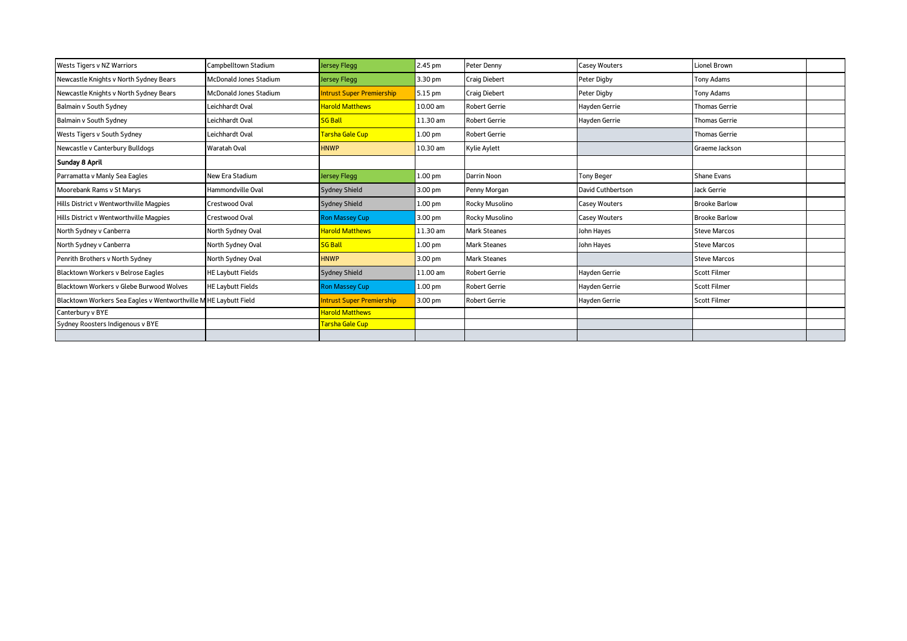| | | | | | | | |
|---|---|---|---|---|---|---|---|
| Wests Tigers v NZ Warriors | Campbelltown Stadium | Jersey Flegg | 2.45 pm | Peter Denny | Casey Wouters | Lionel Brown | |
| Newcastle Knights v North Sydney Bears | McDonald Jones Stadium | Jersey Flegg | 3.30 pm | Craig Diebert | Peter Digby | Tony Adams | |
| Newcastle Knights v North Sydney Bears | McDonald Jones Stadium | Intrust Super Premiership | 5.15 pm | Craig Diebert | Peter Digby | Tony Adams | |
| Balmain v South Sydney | Leichhardt Oval | Harold Matthews | 10.00 am | Robert Gerrie | Hayden Gerrie | Thomas Gerrie | |
| Balmain v South Sydney | Leichhardt Oval | SG Ball | 11.30 am | Robert Gerrie | Hayden Gerrie | Thomas Gerrie | |
| Wests Tigers v South Sydney | Leichhardt Oval | Tarsha Gale Cup | 1.00 pm | Robert Gerrie | | Thomas Gerrie | |
| Newcastle v Canterbury Bulldogs | Waratah Oval | HNWP | 10.30 am | Kylie Aylett | | Graeme Jackson | |
| **Sunday 8 April** | | | | | | | |
| Parramatta v Manly Sea Eagles | New Era Stadium | Jersey Flegg | 1.00 pm | Darrin Noon | Tony Beger | Shane Evans | |
| Moorebank Rams v St Marys | Hammondville Oval | Sydney Shield | 3.00 pm | Penny Morgan | David Cuthbertson | Jack Gerrie | |
| Hills District v Wentworthville Magpies | Crestwood Oval | Sydney Shield | 1.00 pm | Rocky Musolino | Casey Wouters | Brooke Barlow | |
| Hills District v Wentworthville Magpies | Crestwood Oval | Ron Massey Cup | 3.00 pm | Rocky Musolino | Casey Wouters | Brooke Barlow | |
| North Sydney v Canberra | North Sydney Oval | Harold Matthews | 11.30 am | Mark Steanes | John Hayes | Steve Marcos | |
| North Sydney v Canberra | North Sydney Oval | SG Ball | 1.00 pm | Mark Steanes | John Hayes | Steve Marcos | |
| Penrith Brothers v North Sydney | North Sydney Oval | HNWP | 3.00 pm | Mark Steanes | | Steve Marcos | |
| Blacktown Workers v Belrose Eagles | HE Laybutt Fields | Sydney Shield | 11.00 am | Robert Gerrie | Hayden Gerrie | Scott Filmer | |
| Blacktown Workers v Glebe Burwood Wolves | HE Laybutt Fields | Ron Massey Cup | 1.00 pm | Robert Gerrie | Hayden Gerrie | Scott Filmer | |
| Blacktown Workers Sea Eagles v Wentworthville M | HE Laybutt Field | Intrust Super Premiership | 3.00 pm | Robert Gerrie | Hayden Gerrie | Scott Filmer | |
| Canterbury v BYE | | Harold Matthews | | | | | |
| Sydney Roosters Indigenous v BYE | | Tarsha Gale Cup | | | | | |
| | | | | | | | |